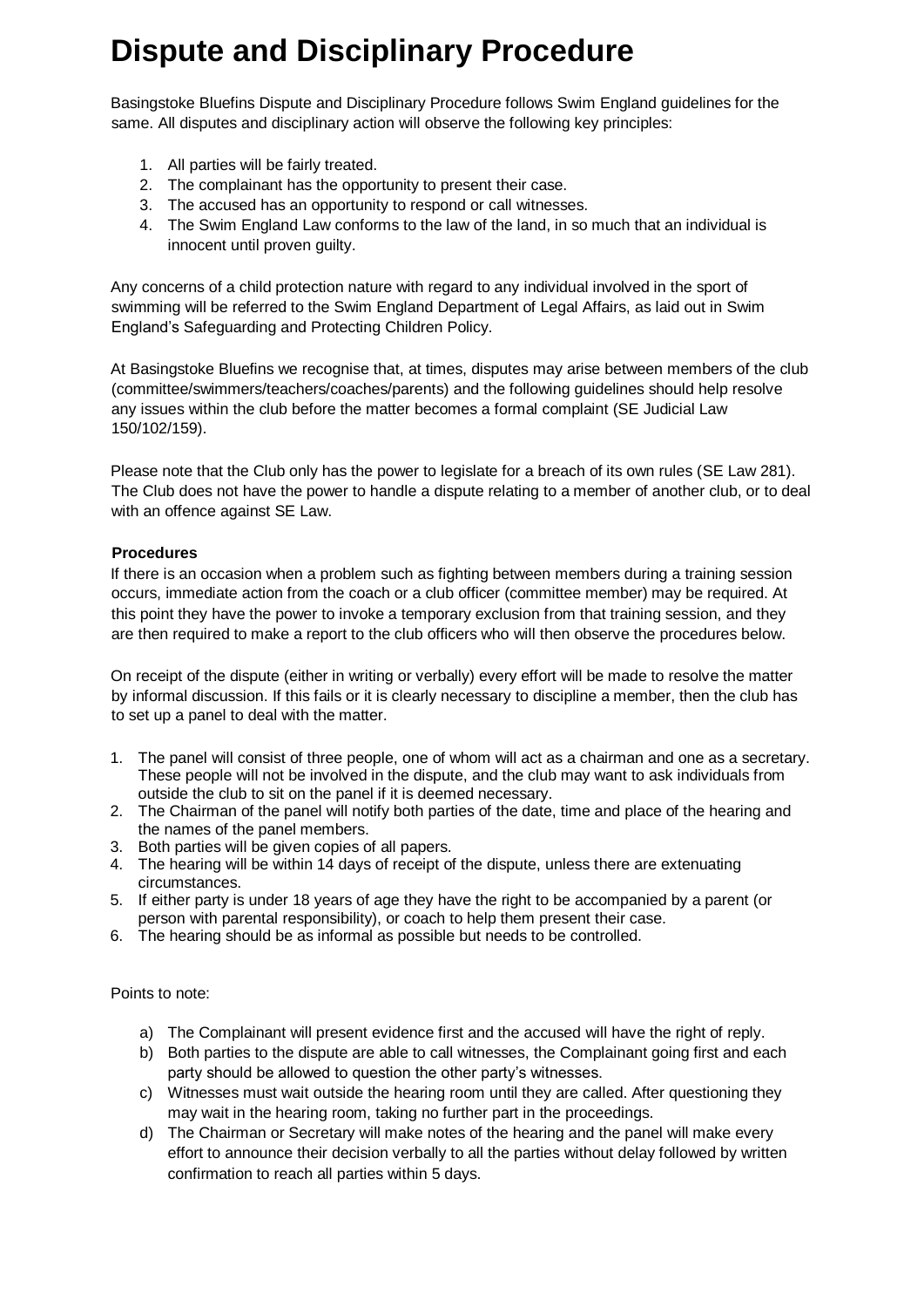# Dispute and Disciplinary Procedure

Basingstoke Bluefins Dispute and Disciplinary Procedure follows Swim England guidelines for the same. All disputes and disciplinary action will observe the following key principles:

1. All parties will be fairly treated.
2. The complainant has the opportunity to present their case.
3. The accused has an opportunity to respond or call witnesses.
4. The Swim England Law conforms to the law of the land, in so much that an individual is innocent until proven guilty.

Any concerns of a child protection nature with regard to any individual involved in the sport of swimming will be referred to the Swim England Department of Legal Affairs, as laid out in Swim England's Safeguarding and Protecting Children Policy.

At Basingstoke Bluefins we recognise that, at times, disputes may arise between members of the club (committee/swimmers/teachers/coaches/parents) and the following guidelines should help resolve any issues within the club before the matter becomes a formal complaint (SE Judicial Law 150/102/159).

Please note that the Club only has the power to legislate for a breach of its own rules (SE Law 281). The Club does not have the power to handle a dispute relating to a member of another club, or to deal with an offence against SE Law.

**Procedures**

If there is an occasion when a problem such as fighting between members during a training session occurs, immediate action from the coach or a club officer (committee member) may be required. At this point they have the power to invoke a temporary exclusion from that training session, and they are then required to make a report to the club officers who will then observe the procedures below.

On receipt of the dispute (either in writing or verbally) every effort will be made to resolve the matter by informal discussion. If this fails or it is clearly necessary to discipline a member, then the club has to set up a panel to deal with the matter.

1. The panel will consist of three people, one of whom will act as a chairman and one as a secretary. These people will not be involved in the dispute, and the club may want to ask individuals from outside the club to sit on the panel if it is deemed necessary.
2. The Chairman of the panel will notify both parties of the date, time and place of the hearing and the names of the panel members.
3. Both parties will be given copies of all papers.
4. The hearing will be within 14 days of receipt of the dispute, unless there are extenuating circumstances.
5. If either party is under 18 years of age they have the right to be accompanied by a parent (or person with parental responsibility), or coach to help them present their case.
6. The hearing should be as informal as possible but needs to be controlled.

Points to note:

a) The Complainant will present evidence first and the accused will have the right of reply.
b) Both parties to the dispute are able to call witnesses, the Complainant going first and each party should be allowed to question the other party's witnesses.
c) Witnesses must wait outside the hearing room until they are called. After questioning they may wait in the hearing room, taking no further part in the proceedings.
d) The Chairman or Secretary will make notes of the hearing and the panel will make every effort to announce their decision verbally to all the parties without delay followed by written confirmation to reach all parties within 5 days.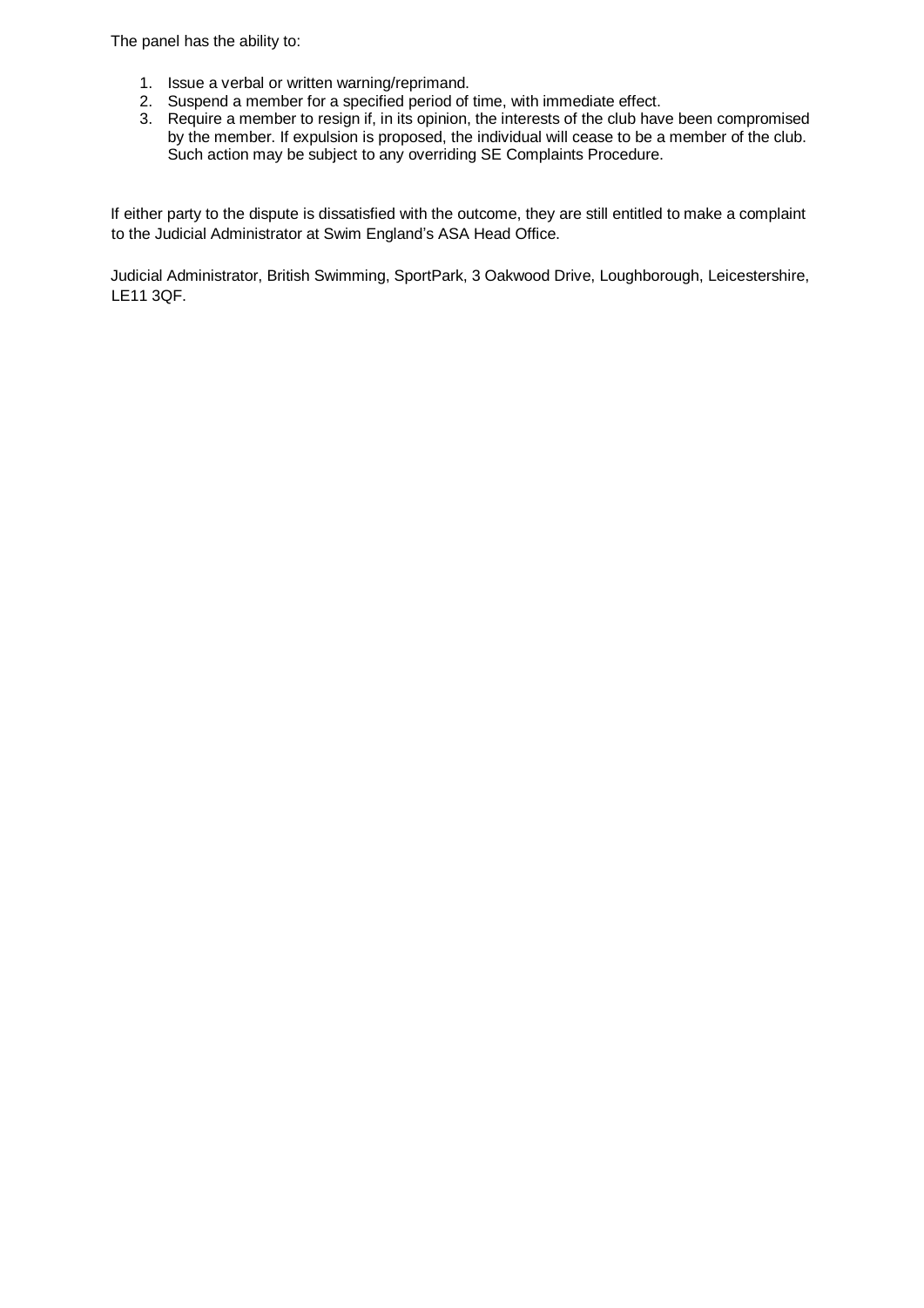The panel has the ability to:

1. Issue a verbal or written warning/reprimand.
2. Suspend a member for a specified period of time, with immediate effect.
3. Require a member to resign if, in its opinion, the interests of the club have been compromised by the member. If expulsion is proposed, the individual will cease to be a member of the club. Such action may be subject to any overriding SE Complaints Procedure.

If either party to the dispute is dissatisfied with the outcome, they are still entitled to make a complaint to the Judicial Administrator at Swim England's ASA Head Office.

Judicial Administrator, British Swimming, SportPark, 3 Oakwood Drive, Loughborough, Leicestershire, LE11 3QF.